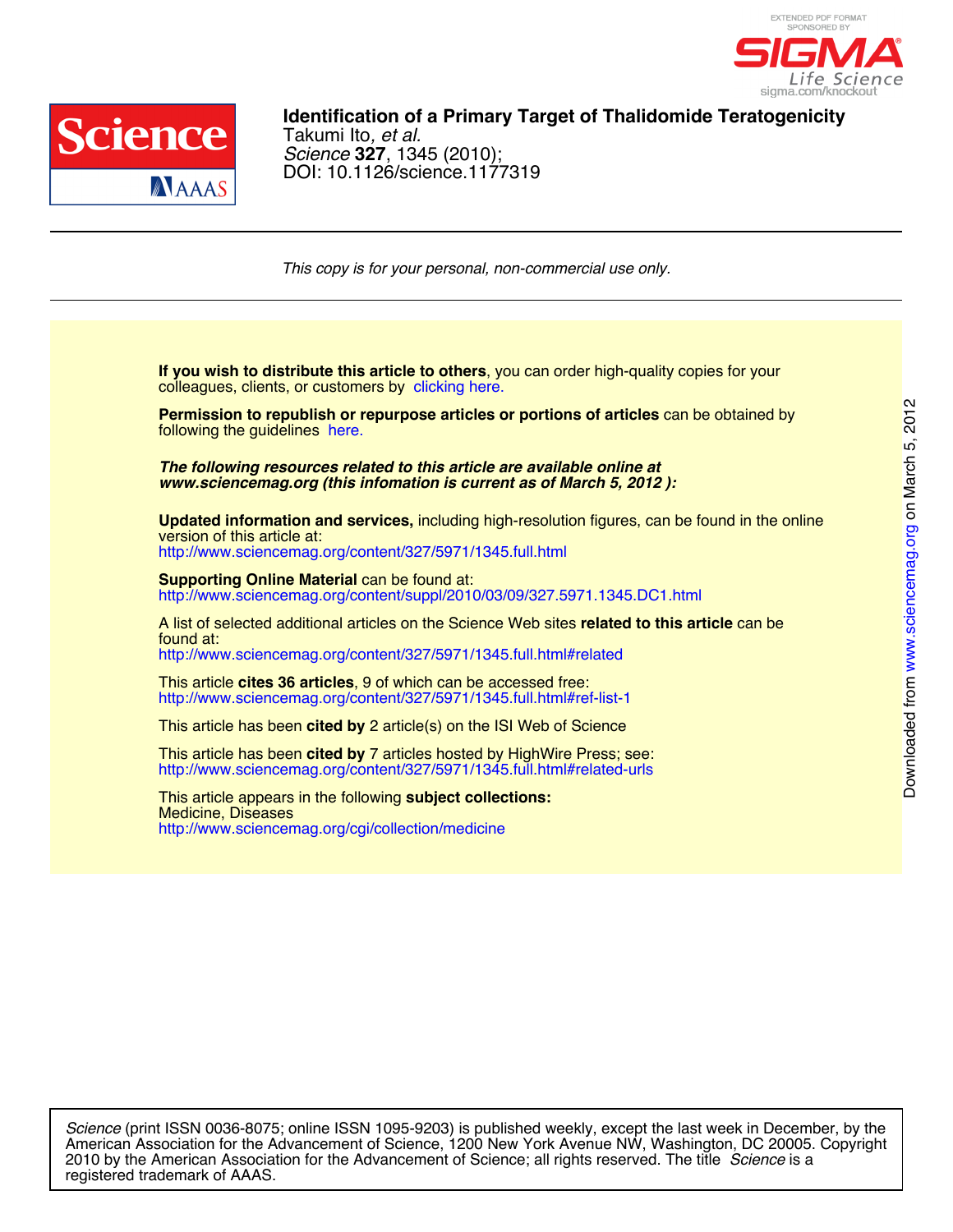EXTENDED PDF FORMAT
SPONSORED BY

SIGMA Life Science
sigma.com/knockout

# Identification of a Primary Target of Thalidomide Teratogenicity

Takumi Ito, *et al.*

*Science* **327**, 1345 (2010);

DOI: 10.1126/science.1177319

*This copy is for your personal, non-commercial use only.*

**If you wish to distribute this article to others**, you can order high-quality copies for your colleagues, clients, or customers by clicking here.

**Permission to republish or repurpose articles or portions of articles** can be obtained by following the guidelines here.

***The following resources related to this article are available online at www.sciencemag.org (this infomation is current as of March 5, 2012 ):***

**Updated information and services,** including high-resolution figures, can be found in the online version of this article at:
http://www.sciencemag.org/content/327/5971/1345.full.html

**Supporting Online Material** can be found at:
http://www.sciencemag.org/content/suppl/2010/03/09/327.5971.1345.DC1.html

A list of selected additional articles on the Science Web sites **related to this article** can be found at:
http://www.sciencemag.org/content/327/5971/1345.full.html#related

This article **cites 36 articles**, 9 of which can be accessed free:
http://www.sciencemag.org/content/327/5971/1345.full.html#ref-list-1

This article has been **cited by** 2 article(s) on the ISI Web of Science

This article has been **cited by** 7 articles hosted by HighWire Press; see:
http://www.sciencemag.org/content/327/5971/1345.full.html#related-urls

This article appears in the following **subject collections:**
Medicine, Diseases
http://www.sciencemag.org/cgi/collection/medicine

Downloaded from www.sciencemag.org on March 5, 2012

*Science* (print ISSN 0036-8075; online ISSN 1095-9203) is published weekly, except the last week in December, by the American Association for the Advancement of Science, 1200 New York Avenue NW, Washington, DC 20005. Copyright 2010 by the American Association for the Advancement of Science; all rights reserved. The title *Science* is a registered trademark of AAAS.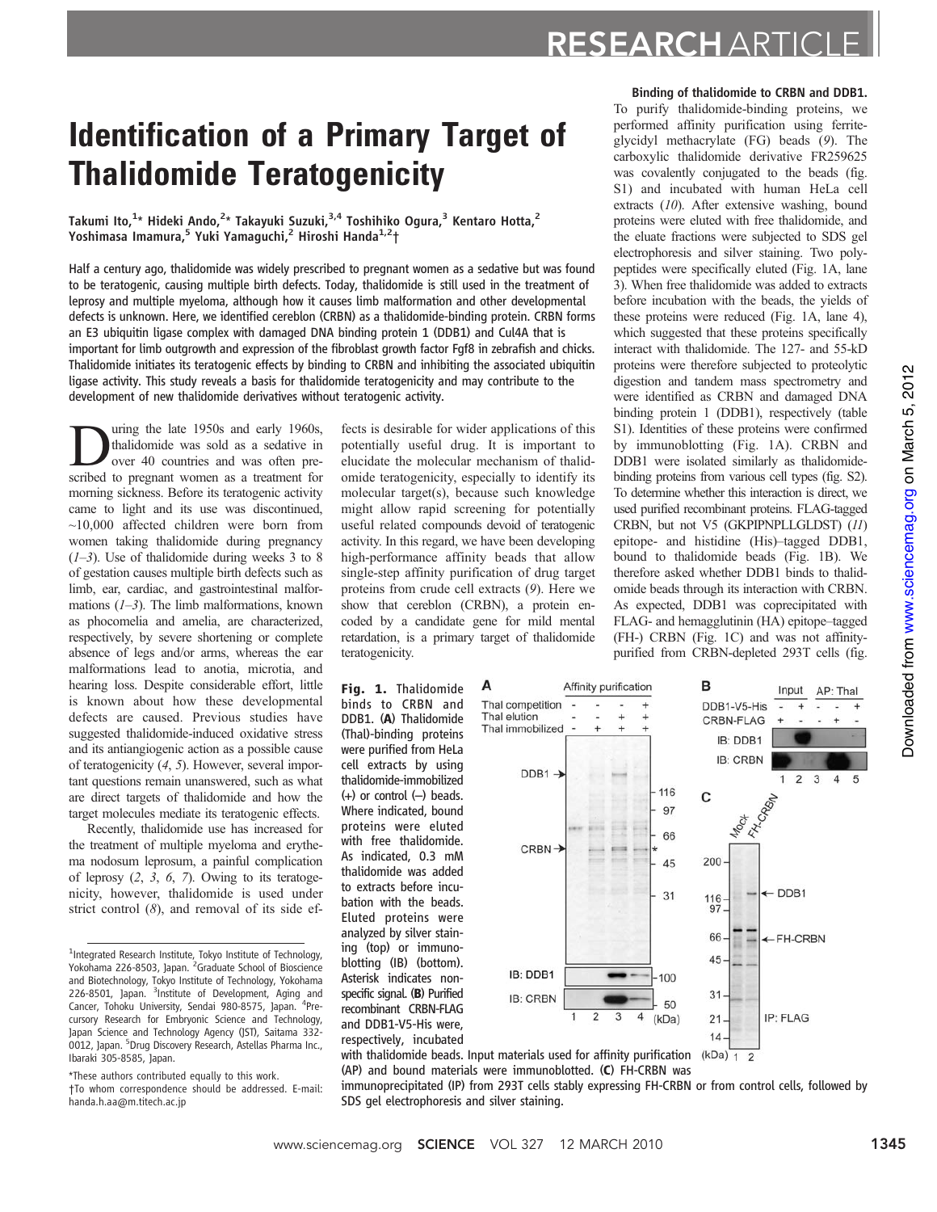# RESEARCH ARTICLE

# Identification of a Primary Target of Thalidomide Teratogenicity

**Takumi Ito,[1]* Hideki Ando,[2]* Takayuki Suzuki,[3,4] Toshihiko Ogura,[3] Kentaro Hotta,[2] Yoshimasa Imamura,[5] Yuki Yamaguchi,[2] Hiroshi Handa[1,2]†**

Half a century ago, thalidomide was widely prescribed to pregnant women as a sedative but was found to be teratogenic, causing multiple birth defects. Today, thalidomide is still used in the treatment of leprosy and multiple myeloma, although how it causes limb malformation and other developmental defects is unknown. Here, we identified cereblon (CRBN) as a thalidomide-binding protein. CRBN forms an E3 ubiquitin ligase complex with damaged DNA binding protein 1 (DDB1) and Cul4A that is important for limb outgrowth and expression of the fibroblast growth factor Fgf8 in zebrafish and chicks. Thalidomide initiates its teratogenic effects by binding to CRBN and inhibiting the associated ubiquitin ligase activity. This study reveals a basis for thalidomide teratogenicity and may contribute to the development of new thalidomide derivatives without teratogenic activity.

During the late 1950s and early 1960s, thalidomide was sold as a sedative in over 40 countries and was often prescribed to pregnant women as a treatment for morning sickness. Before its teratogenic activity came to light and its use was discontinued, ~10,000 affected children were born from women taking thalidomide during pregnancy (*1*–*3*). Use of thalidomide during weeks 3 to 8 of gestation causes multiple birth defects such as limb, ear, cardiac, and gastrointestinal malformations (*1*–*3*). The limb malformations, known as phocomelia and amelia, are characterized, respectively, by severe shortening or complete absence of legs and/or arms, whereas the ear malformations lead to anotia, microtia, and hearing loss. Despite considerable effort, little is known about how these developmental defects are caused. Previous studies have suggested thalidomide-induced oxidative stress and its antiangiogenic action as a possible cause of teratogenicity (*4*, *5*). However, several important questions remain unanswered, such as what are direct targets of thalidomide and how the target molecules mediate its teratogenic effects.

Recently, thalidomide use has increased for the treatment of multiple myeloma and erythema nodosum leprosum, a painful complication of leprosy (*2*, *3*, *6*, *7*). Owing to its teratogenicity, however, thalidomide is used under strict control (*8*), and removal of its side effects is desirable for wider applications of this potentially useful drug. It is important to elucidate the molecular mechanism of thalidomide teratogenicity, especially to identify its molecular target(s), because such knowledge might allow rapid screening for potentially useful related compounds devoid of teratogenic activity. In this regard, we have been developing high-performance affinity beads that allow single-step affinity purification of drug target proteins from crude cell extracts (*9*). Here we show that cereblon (CRBN), a protein encoded by a candidate gene for mild mental retardation, is a primary target of thalidomide teratogenicity.

**Binding of thalidomide to CRBN and DDB1.** To purify thalidomide-binding proteins, we performed affinity purification using ferriteglycidyl methacrylate (FG) beads (*9*). The carboxylic thalidomide derivative FR259625 was covalently conjugated to the beads (fig. S1) and incubated with human HeLa cell extracts (*10*). After extensive washing, bound proteins were eluted with free thalidomide, and the eluate fractions were subjected to SDS gel electrophoresis and silver staining. Two polypeptides were specifically eluted (Fig. 1A, lane 3). When free thalidomide was added to extracts before incubation with the beads, the yields of these proteins were reduced (Fig. 1A, lane 4), which suggested that these proteins specifically interact with thalidomide. The 127- and 55-kD proteins were therefore subjected to proteolytic digestion and tandem mass spectrometry and were identified as CRBN and damaged DNA binding protein 1 (DDB1), respectively (table S1). Identities of these proteins were confirmed by immunoblotting (Fig. 1A). CRBN and DDB1 were isolated similarly as thalidomide-binding proteins from various cell types (fig. S2). To determine whether this interaction is direct, we used purified recombinant proteins. FLAG-tagged CRBN, but not V5 (GKPIPNPLLGLDST) (*11*) epitope- and histidine (His)–tagged DDB1, bound to thalidomide beads (Fig. 1B). We therefore asked whether DDB1 binds to thalidomide beads through its interaction with CRBN. As expected, DDB1 was coprecipitated with FLAG- and hemagglutinin (HA) epitope–tagged (FH-) CRBN (Fig. 1C) and was not affinity-purified from CRBN-depleted 293T cells (fig.

**Fig. 1.** Thalidomide binds to CRBN and DDB1. (**A**) Thalidomide (Thal)-binding proteins were purified from HeLa cell extracts by using thalidomide-immobilized (+) or control (–) beads. Where indicated, bound proteins were eluted with free thalidomide. As indicated, 0.3 mM thalidomide was added to extracts before incubation with the beads. Eluted proteins were analyzed by silver staining (top) or immunoblotting (IB) (bottom). Asterisk indicates nonspecific signal. (**B**) Purified recombinant CRBN-FLAG and DDB1-V5-His were, respectively, incubated with thalidomide beads. Input materials used for affinity purification (AP) and bound materials were immunoblotted. (**C**) FH-CRBN was immunoprecipitated (IP) from 293T cells stably expressing FH-CRBN or from control cells, followed by SDS gel electrophoresis and silver staining.

---

[1]Integrated Research Institute, Tokyo Institute of Technology, Yokohama 226-8503, Japan. [2]Graduate School of Bioscience and Biotechnology, Tokyo Institute of Technology, Yokohama 226-8501, Japan. [3]Institute of Development, Aging and Cancer, Tohoku University, Sendai 980-8575, Japan. [4]Precursory Research for Embryonic Science and Technology, Japan Science and Technology Agency (JST), Saitama 332-0012, Japan. [5]Drug Discovery Research, Astellas Pharma Inc., Ibaraki 305-8585, Japan.

*These authors contributed equally to this work.

†To whom correspondence should be addressed. E-mail: handa.h.aa@m.titech.ac.jp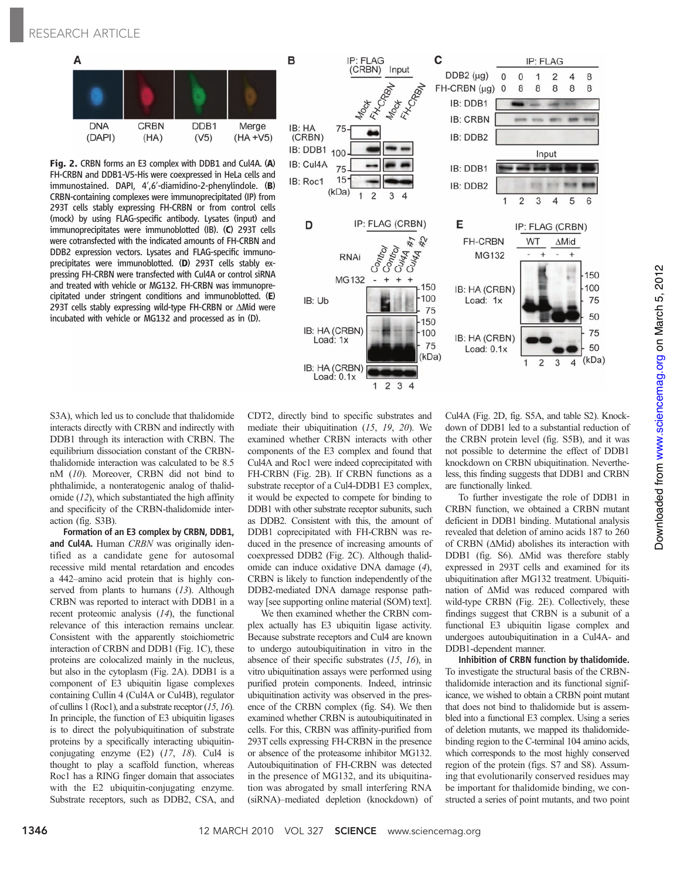**Fig. 2.** CRBN forms an E3 complex with DDB1 and Cul4A. (**A**) FH-CRBN and DDB1-V5-His were coexpressed in HeLa cells and immunostained. DAPI, 4′,6′-diamidino-2-phenylindole. (**B**) CRBN-containing complexes were immunoprecipitated (IP) from 293T cells stably expressing FH-CRBN or from control cells (mock) by using FLAG-specific antibody. Lysates (input) and immunoprecipitates were immunoblotted (IB). (**C**) 293T cells were cotransfected with the indicated amounts of FH-CRBN and DDB2 expression vectors. Lysates and FLAG-specific immunoprecipitates were immunoblotted. (**D**) 293T cells stably expressing FH-CRBN were transfected with Cul4A or control siRNA and treated with vehicle or MG132. FH-CRBN was immunoprecipitated under stringent conditions and immunoblotted. (**E**) 293T cells stably expressing wild-type FH-CRBN or ΔMid were incubated with vehicle or MG132 and processed as in (D).

S3A), which led us to conclude that thalidomide interacts directly with CRBN and indirectly with DDB1 through its interaction with CRBN. The equilibrium dissociation constant of the CRBN-thalidomide interaction was calculated to be 8.5 nM (*10*). Moreover, CRBN did not bind to phthalimide, a nonteratogenic analog of thalidomide (*12*), which substantiated the high affinity and specificity of the CRBN-thalidomide interaction (fig. S3B).

**Formation of an E3 complex by CRBN, DDB1, and Cul4A.** Human *CRBN* was originally identified as a candidate gene for autosomal recessive mild mental retardation and encodes a 442–amino acid protein that is highly conserved from plants to humans (*13*). Although CRBN was reported to interact with DDB1 in a recent proteomic analysis (*14*), the functional relevance of this interaction remains unclear. Consistent with the apparently stoichiometric interaction of CRBN and DDB1 (Fig. 1C), these proteins are colocalized mainly in the nucleus, but also in the cytoplasm (Fig. 2A). DDB1 is a component of E3 ubiquitin ligase complexes containing Cullin 4 (Cul4A or Cul4B), regulator of cullins 1 (Roc1), and a substrate receptor (*15*, *16*). In principle, the function of E3 ubiquitin ligases is to direct the polyubiquitination of substrate proteins by a specifically interacting ubiquitin-conjugating enzyme (E2) (*17*, *18*). Cul4 is thought to play a scaffold function, whereas Roc1 has a RING finger domain that associates with the E2 ubiquitin-conjugating enzyme. Substrate receptors, such as DDB2, CSA, and CDT2, directly bind to specific substrates and mediate their ubiquitination (*15*, *19*, *20*). We examined whether CRBN interacts with other components of the E3 complex and found that Cul4A and Roc1 were indeed coprecipitated with FH-CRBN (Fig. 2B). If CRBN functions as a substrate receptor of a Cul4-DDB1 E3 complex, it would be expected to compete for binding to DDB1 with other substrate receptor subunits, such as DDB2. Consistent with this, the amount of DDB1 coprecipitated with FH-CRBN was reduced in the presence of increasing amounts of coexpressed DDB2 (Fig. 2C). Although thalidomide can induce oxidative DNA damage (*4*), CRBN is likely to function independently of the DDB2-mediated DNA damage response pathway [see supporting online material (SOM) text].

We then examined whether the CRBN complex actually has E3 ubiquitin ligase activity. Because substrate receptors and Cul4 are known to undergo autoubiquitination in vitro in the absence of their specific substrates (*15*, *16*), in vitro ubiquitination assays were performed using purified protein components. Indeed, intrinsic ubiquitination activity was observed in the presence of the CRBN complex (fig. S4). We then examined whether CRBN is autoubiquitinated in cells. For this, CRBN was affinity-purified from 293T cells expressing FH-CRBN in the presence or absence of the proteasome inhibitor MG132. Autoubiquitination of FH-CRBN was detected in the presence of MG132, and its ubiquitination was abrogated by small interfering RNA (siRNA)–mediated depletion (knockdown) of Cul4A (Fig. 2D, fig. S5A, and table S2). Knockdown of DDB1 led to a substantial reduction of the CRBN protein level (fig. S5B), and it was not possible to determine the effect of DDB1 knockdown on CRBN ubiquitination. Nevertheless, this finding suggests that DDB1 and CRBN are functionally linked.

To further investigate the role of DDB1 in CRBN function, we obtained a CRBN mutant deficient in DDB1 binding. Mutational analysis revealed that deletion of amino acids 187 to 260 of CRBN (ΔMid) abolishes its interaction with DDB1 (fig. S6). ΔMid was therefore stably expressed in 293T cells and examined for its ubiquitination after MG132 treatment. Ubiquitination of ΔMid was reduced compared with wild-type CRBN (Fig. 2E). Collectively, these findings suggest that CRBN is a subunit of a functional E3 ubiquitin ligase complex and undergoes autoubiquitination in a Cul4A- and DDB1-dependent manner.

**Inhibition of CRBN function by thalidomide.** To investigate the structural basis of the CRBN-thalidomide interaction and its functional significance, we wished to obtain a CRBN point mutant that does not bind to thalidomide but is assembled into a functional E3 complex. Using a series of deletion mutants, we mapped its thalidomide-binding region to the C-terminal 104 amino acids, which corresponds to the most highly conserved region of the protein (figs. S7 and S8). Assuming that evolutionarily conserved residues may be important for thalidomide binding, we constructed a series of point mutants, and two point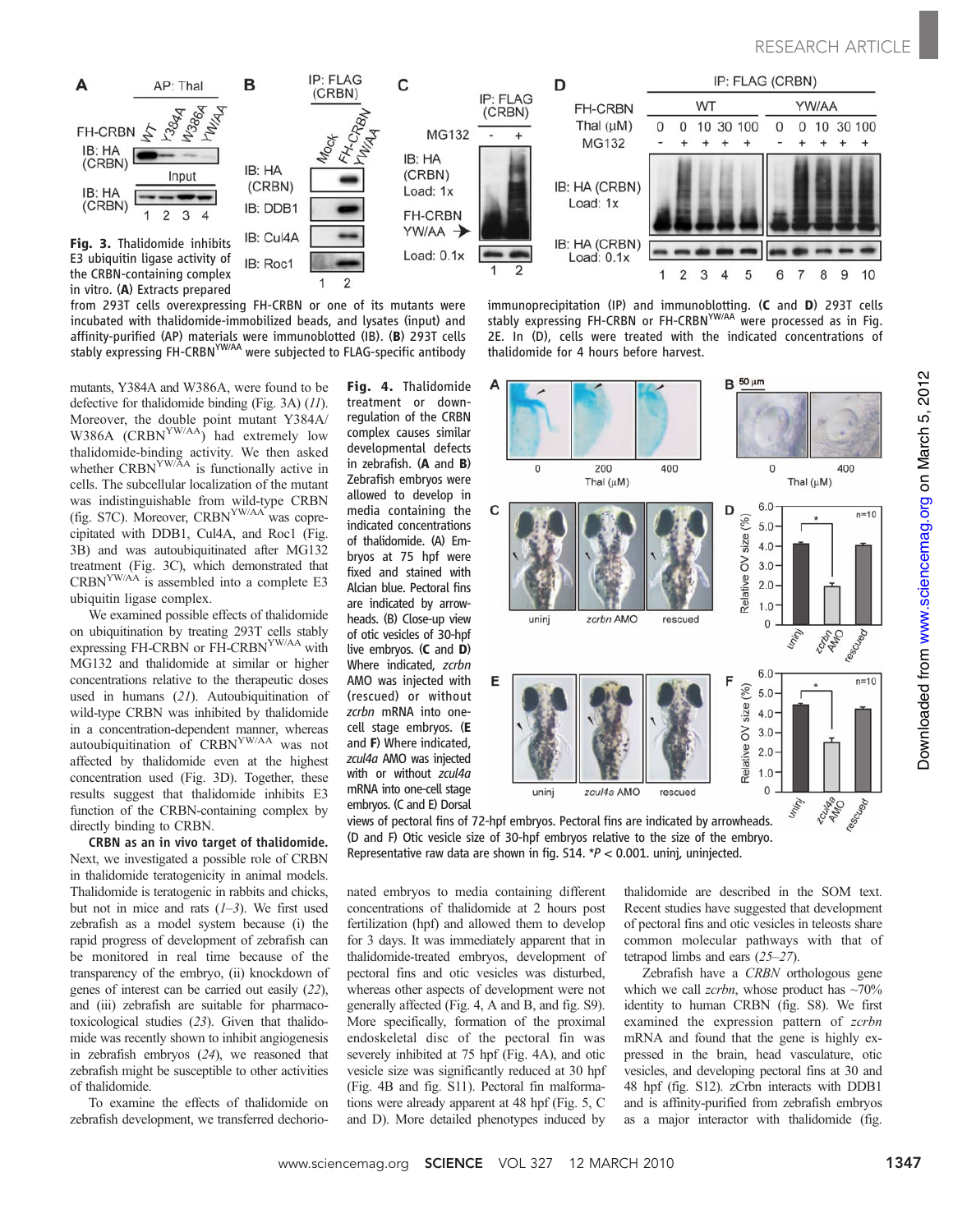**Fig. 3.** Thalidomide inhibits E3 ubiquitin ligase activity of the CRBN-containing complex in vitro. (**A**) Extracts prepared from 293T cells overexpressing FH-CRBN or one of its mutants were incubated with thalidomide-immobilized beads, and lysates (input) and affinity-purified (AP) materials were immunoblotted (IB). (**B**) 293T cells stably expressing FH-CRBN$^{YW/AA}$ were subjected to FLAG-specific antibody immunoprecipitation (IP) and immunoblotting. (**C** and **D**) 293T cells stably expressing FH-CRBN or FH-CRBN$^{YW/AA}$ were processed as in Fig. 2E. In (D), cells were treated with the indicated concentrations of thalidomide for 4 hours before harvest.

mutants, Y384A and W386A, were found to be defective for thalidomide binding (Fig. 3A) (*11*). Moreover, the double point mutant Y384A/W386A (CRBN$^{YW/AA}$) had extremely low thalidomide-binding activity. We then asked whether CRBN$^{YW/AA}$ is functionally active in cells. The subcellular localization of the mutant was indistinguishable from wild-type CRBN (fig. S7C). Moreover, CRBN$^{YW/AA}$ was copre­cipitated with DDB1, Cul4A, and Roc1 (Fig. 3B) and was autoubiquitinated after MG132 treatment (Fig. 3C), which demonstrated that CRBN$^{YW/AA}$ is assembled into a complete E3 ubiquitin ligase complex.

We examined possible effects of thalidomide on ubiquitination by treating 293T cells stably expressing FH-CRBN or FH-CRBN$^{YW/AA}$ with MG132 and thalidomide at similar or higher concentrations relative to the therapeutic doses used in humans (*21*). Autoubiquitination of wild-type CRBN was inhibited by thalidomide in a concentration-dependent manner, whereas autoubiquitination of CRBN$^{YW/AA}$ was not affected by thalidomide even at the highest concentration used (Fig. 3D). Together, these results suggest that thalidomide inhibits E3 function of the CRBN-containing complex by directly binding to CRBN.

**CRBN as an in vivo target of thalidomide.** Next, we investigated a possible role of CRBN in thalidomide teratogenicity in animal models. Thalidomide is teratogenic in rabbits and chicks, but not in mice and rats (*1*–*3*). We first used zebrafish as a model system because (i) the rapid progress of development of zebrafish can be monitored in real time because of the transparency of the embryo, (ii) knockdown of genes of interest can be carried out easily (*22*), and (iii) zebrafish are suitable for pharmaco­toxicological studies (*23*). Given that thalido­mide was recently shown to inhibit angiogenesis in zebrafish embryos (*24*), we reasoned that zebrafish might be susceptible to other activities of thalidomide.

To examine the effects of thalidomide on zebrafish development, we transferred dechorio­nated embryos to media containing different concentrations of thalidomide at 2 hours post fertilization (hpf) and allowed them to develop for 3 days. It was immediately apparent that in thalidomide-treated embryos, development of pectoral fins and otic vesicles was disturbed, whereas other aspects of development were not generally affected (Fig. 4, A and B, and fig. S9). More specifically, formation of the proximal endoskeletal disc of the pectoral fin was severely inhibited at 75 hpf (Fig. 4A), and otic vesicle size was significantly reduced at 30 hpf (Fig. 4B and fig. S11). Pectoral fin malforma­tions were already apparent at 48 hpf (Fig. 5, C and D). More detailed phenotypes induced by thalidomide are described in the SOM text. Recent studies have suggested that development of pectoral fins and otic vesicles in teleosts share common molecular pathways with that of tetrapod limbs and ears (*25*–*27*).

Zebrafish have a *CRBN* orthologous gene which we call *zcrbn*, whose product has ~70% identity to human CRBN (fig. S8). We first examined the expression pattern of *zcrbn* mRNA and found that the gene is highly ex­pressed in the brain, head vasculature, otic vesicles, and developing pectoral fins at 30 and 48 hpf (fig. S12). zCrbn interacts with DDB1 and is affinity-purified from zebrafish embryos as a major interactor with thalidomide (fig.

**Fig. 4.** Thalidomide treatment or down-regulation of the CRBN complex causes similar developmental defects in zebrafish. (**A** and **B**) Zebrafish embryos were allowed to develop in media containing the indicated concentrations of thalidomide. (A) Embryos at 75 hpf were fixed and stained with Alcian blue. Pectoral fins are indicated by arrow­heads. (B) Close-up view of otic vesicles of 30-hpf live embryos. (**C** and **D**) Where indicated, *zcrbn* AMO was injected with (rescued) or without *zcrbn* mRNA into one-cell stage embryos. (**E** and **F**) Where indicated, *zcul4a* AMO was injected with or without *zcul4a* mRNA into one-cell stage embryos. (C and E) Dorsal views of pectoral fins of 72-hpf embryos. Pectoral fins are indicated by arrowheads. (D and F) Otic vesicle size of 30-hpf embryos relative to the size of the embryo. Representative raw data are shown in fig. S14. \*$P < 0.001$. uninj, uninjected.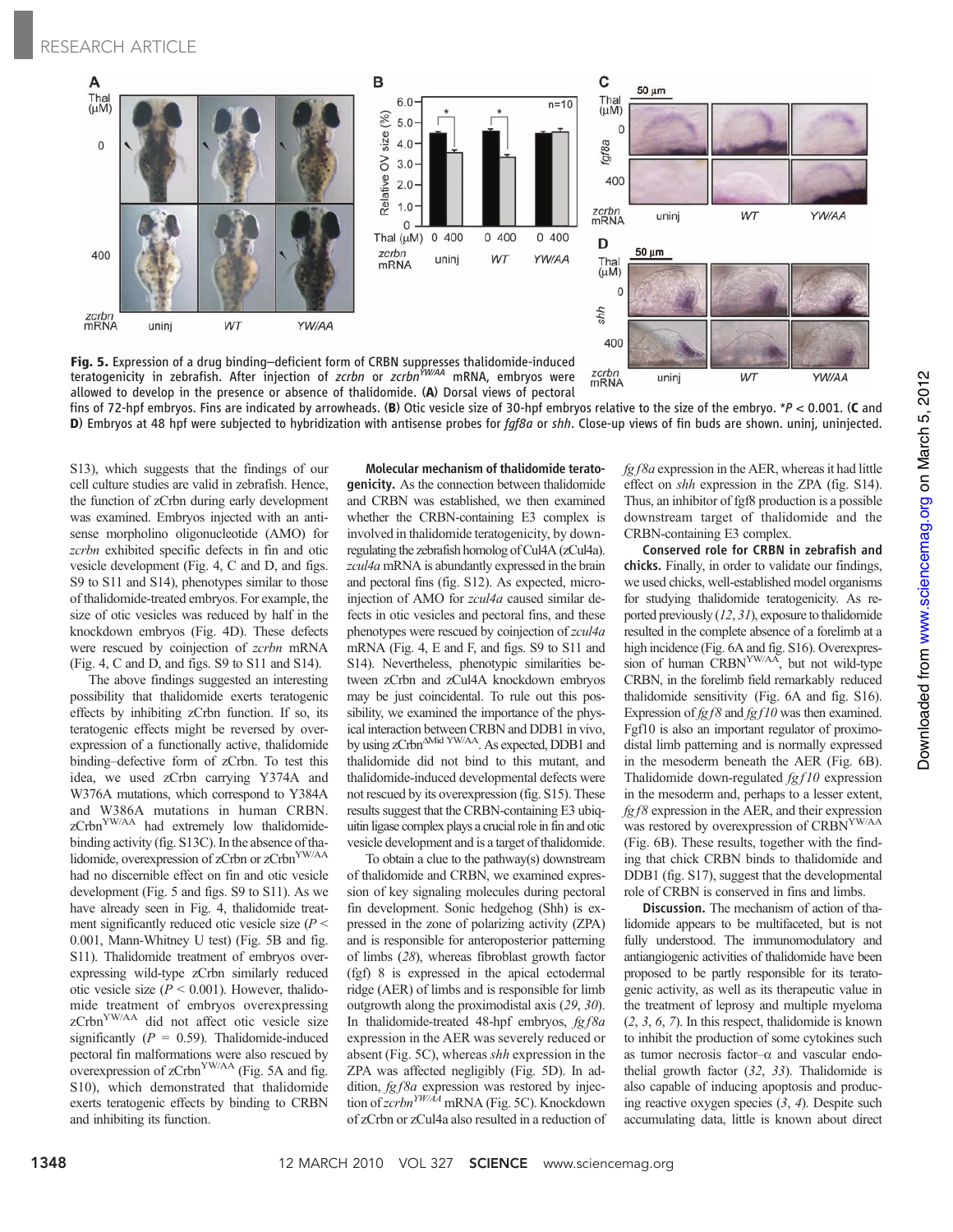**Fig. 5.** Expression of a drug binding–deficient form of CRBN suppresses thalidomide-induced teratogenicity in zebrafish. After injection of *zcrbn* or *zcrbn*$^{YW/AA}$ mRNA, embryos were allowed to develop in the presence or absence of thalidomide. (**A**) Dorsal views of pectoral fins of 72-hpf embryos. Fins are indicated by arrowheads. (**B**) Otic vesicle size of 30-hpf embryos relative to the size of the embryo. *$P < 0.001$. (**C** and **D**) Embryos at 48 hpf were subjected to hybridization with antisense probes for *fgf8a* or *shh*. Close-up views of fin buds are shown. uninj, uninjected.

S13), which suggests that the findings of our cell culture studies are valid in zebrafish. Hence, the function of zCrbn during early development was examined. Embryos injected with an antisense morpholino oligonucleotide (AMO) for *zcrbn* exhibited specific defects in fin and otic vesicle development (Fig. 4, C and D, and figs. S9 to S11 and S14), phenotypes similar to those of thalidomide-treated embryos. For example, the size of otic vesicles was reduced by half in the knockdown embryos (Fig. 4D). These defects were rescued by coinjection of *zcrbn* mRNA (Fig. 4, C and D, and figs. S9 to S11 and S14).

The above findings suggested an interesting possibility that thalidomide exerts teratogenic effects by inhibiting zCrbn function. If so, its teratogenic effects might be reversed by overexpression of a functionally active, thalidomide binding–defective form of zCrbn. To test this idea, we used zCrbn carrying Y374A and W376A mutations, which correspond to Y384A and W386A mutations in human CRBN. zCrbn$^{YW/AA}$ had extremely low thalidomide-binding activity (fig. S13C). In the absence of thalidomide, overexpression of zCrbn or zCrbn$^{YW/AA}$ had no discernible effect on fin and otic vesicle development (Fig. 5 and figs. S9 to S11). As we have already seen in Fig. 4, thalidomide treatment significantly reduced otic vesicle size ($P <$ 0.001, Mann-Whitney U test) (Fig. 5B and fig. S11). Thalidomide treatment of embryos overexpressing wild-type zCrbn similarly reduced otic vesicle size ($P < 0.001$). However, thalidomide treatment of embryos overexpressing zCrbn$^{YW/AA}$ did not affect otic vesicle size significantly ($P$ = 0.59). Thalidomide-induced pectoral fin malformations were also rescued by overexpression of zCrbn$^{YW/AA}$ (Fig. 5A and fig. S10), which demonstrated that thalidomide exerts teratogenic effects by binding to CRBN and inhibiting its function.

**Molecular mechanism of thalidomide teratogenicity.** As the connection between thalidomide and CRBN was established, we then examined whether the CRBN-containing E3 complex is involved in thalidomide teratogenicity, by downregulating the zebrafish homolog of Cul4A (zCul4a). *zcul4a* mRNA is abundantly expressed in the brain and pectoral fins (fig. S12). As expected, microinjection of AMO for *zcul4a* caused similar defects in otic vesicles and pectoral fins, and these phenotypes were rescued by coinjection of *zcul4a* mRNA (Fig. 4, E and F, and figs. S9 to S11 and S14). Nevertheless, phenotypic similarities between zCrbn and zCul4A knockdown embryos may be just coincidental. To rule out this possibility, we examined the importance of the physical interaction between CRBN and DDB1 in vivo, by using zCrbn$^{\Delta Mid\ YW/AA}$. As expected, DDB1 and thalidomide did not bind to this mutant, and thalidomide-induced developmental defects were not rescued by its overexpression (fig. S15). These results suggest that the CRBN-containing E3 ubiquitin ligase complex plays a crucial role in fin and otic vesicle development and is a target of thalidomide.

To obtain a clue to the pathway(s) downstream of thalidomide and CRBN, we examined expression of key signaling molecules during pectoral fin development. Sonic hedgehog (Shh) is expressed in the zone of polarizing activity (ZPA) and is responsible for anteroposterior patterning of limbs (28), whereas fibroblast growth factor (fgf) 8 is expressed in the apical ectodermal ridge (AER) of limbs and is responsible for limb outgrowth along the proximodistal axis (29, 30). In thalidomide-treated 48-hpf embryos, *fgf8a* expression in the AER was severely reduced or absent (Fig. 5C), whereas *shh* expression in the ZPA was affected negligibly (Fig. 5D). In addition, *fgf8a* expression was restored by injection of *zcrbn*$^{YW/AA}$ mRNA (Fig. 5C). Knockdown of zCrbn or zCul4a also resulted in a reduction of *fgf8a* expression in the AER, whereas it had little effect on *shh* expression in the ZPA (fig. S14). Thus, an inhibitor of fgf8 production is a possible downstream target of thalidomide and the CRBN-containing E3 complex.

**Conserved role for CRBN in zebrafish and chicks.** Finally, in order to validate our findings, we used chicks, well-established model organisms for studying thalidomide teratogenicity. As reported previously (12, 31), exposure to thalidomide resulted in the complete absence of a forelimb at a high incidence (Fig. 6A and fig. S16). Overexpression of human CRBN$^{YW/AA}$, but not wild-type CRBN, in the forelimb field remarkably reduced thalidomide sensitivity (Fig. 6A and fig. S16). Expression of *fgf8* and *fgf10* was then examined. Fgf10 is also an important regulator of proximodistal limb patterning and is normally expressed in the mesoderm beneath the AER (Fig. 6B). Thalidomide down-regulated *fgf10* expression in the mesoderm and, perhaps to a lesser extent, *fgf8* expression in the AER, and their expression was restored by overexpression of CRBN$^{YW/AA}$ (Fig. 6B). These results, together with the finding that chick CRBN binds to thalidomide and DDB1 (fig. S17), suggest that the developmental role of CRBN is conserved in fins and limbs.

**Discussion.** The mechanism of action of thalidomide appears to be multifaceted, but is not fully understood. The immunomodulatory and antiangiogenic activities of thalidomide have been proposed to be partly responsible for its teratogenic activity, as well as its therapeutic value in the treatment of leprosy and multiple myeloma (2, 3, 6, 7). In this respect, thalidomide is known to inhibit the production of some cytokines such as tumor necrosis factor–α and vascular endothelial growth factor (32, 33). Thalidomide is also capable of inducing apoptosis and producing reactive oxygen species (3, 4). Despite such accumulating data, little is known about direct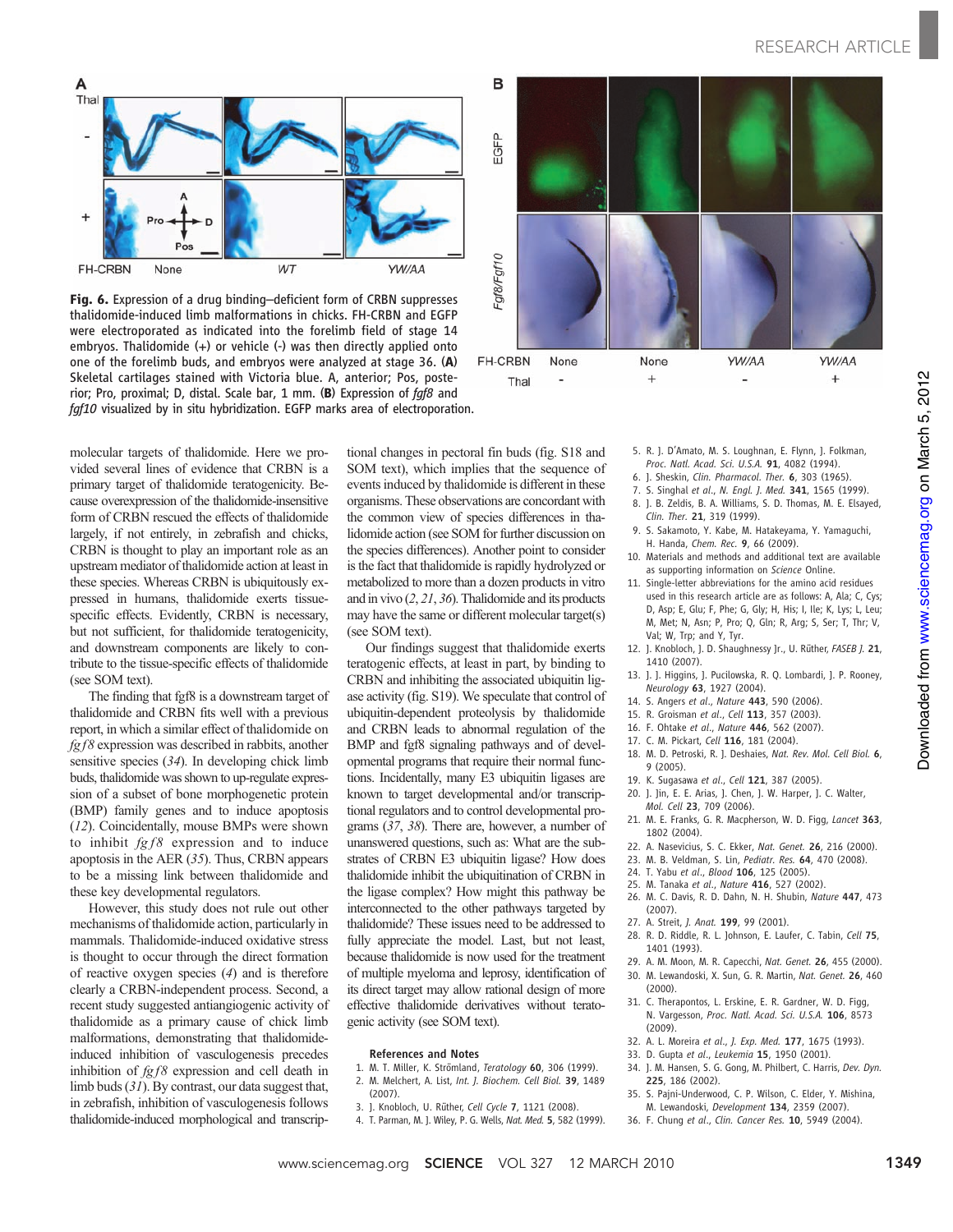**Fig. 6.** Expression of a drug binding–deficient form of CRBN suppresses thalidomide-induced limb malformations in chicks. FH-CRBN and EGFP were electroporated as indicated into the forelimb field of stage 14 embryos. Thalidomide (+) or vehicle (-) was then directly applied onto one of the forelimb buds, and embryos were analyzed at stage 36. (**A**) Skeletal cartilages stained with Victoria blue. A, anterior; Pos, posterior; Pro, proximal; D, distal. Scale bar, 1 mm. (**B**) Expression of *fgf8* and *fgf10* visualized by in situ hybridization. EGFP marks area of electroporation.

molecular targets of thalidomide. Here we provided several lines of evidence that CRBN is a primary target of thalidomide teratogenicity. Because overexpression of the thalidomide-insensitive form of CRBN rescued the effects of thalidomide largely, if not entirely, in zebrafish and chicks, CRBN is thought to play an important role as an upstream mediator of thalidomide action at least in these species. Whereas CRBN is ubiquitously expressed in humans, thalidomide exerts tissue-specific effects. Evidently, CRBN is necessary, but not sufficient, for thalidomide teratogenicity, and downstream components are likely to contribute to the tissue-specific effects of thalidomide (see SOM text).

The finding that fgf8 is a downstream target of thalidomide and CRBN fits well with a previous report, in which a similar effect of thalidomide on *fgf8* expression was described in rabbits, another sensitive species (*34*). In developing chick limb buds, thalidomide was shown to up-regulate expression of a subset of bone morphogenetic protein (BMP) family genes and to induce apoptosis (*12*). Coincidentally, mouse BMPs were shown to inhibit *fgf8* expression and to induce apoptosis in the AER (*35*). Thus, CRBN appears to be a missing link between thalidomide and these key developmental regulators.

However, this study does not rule out other mechanisms of thalidomide action, particularly in mammals. Thalidomide-induced oxidative stress is thought to occur through the direct formation of reactive oxygen species (*4*) and is therefore clearly a CRBN-independent process. Second, a recent study suggested antiangiogenic activity of thalidomide as a primary cause of chick limb malformations, demonstrating that thalidomide-induced inhibition of vasculogenesis precedes inhibition of *fgf8* expression and cell death in limb buds (*31*). By contrast, our data suggest that, in zebrafish, inhibition of vasculogenesis follows thalidomide-induced morphological and transcriptional changes in pectoral fin buds (fig. S18 and SOM text), which implies that the sequence of events induced by thalidomide is different in these organisms. These observations are concordant with the common view of species differences in thalidomide action (see SOM for further discussion on the species differences). Another point to consider is the fact that thalidomide is rapidly hydrolyzed or metabolized to more than a dozen products in vitro and in vivo (*2*, *21*, *36*). Thalidomide and its products may have the same or different molecular target(s) (see SOM text).

Our findings suggest that thalidomide exerts teratogenic effects, at least in part, by binding to CRBN and inhibiting the associated ubiquitin ligase activity (fig. S19). We speculate that control of ubiquitin-dependent proteolysis by thalidomide and CRBN leads to abnormal regulation of the BMP and fgf8 signaling pathways and of developmental programs that require their normal functions. Incidentally, many E3 ubiquitin ligases are known to target developmental and/or transcriptional regulators and to control developmental programs (*37*, *38*). There are, however, a number of unanswered questions, such as: What are the substrates of CRBN E3 ubiquitin ligase? How does thalidomide inhibit the ubiquitination of CRBN in the ligase complex? How might this pathway be interconnected to the other pathways targeted by thalidomide? These issues need to be addressed to fully appreciate the model. Last, but not least, because thalidomide is now used for the treatment of multiple myeloma and leprosy, identification of its direct target may allow rational design of more effective thalidomide derivatives without teratogenic activity (see SOM text).

**References and Notes**

1. M. T. Miller, K. Strömland, *Teratology* **60**, 306 (1999).
2. M. Melchert, A. List, *Int. J. Biochem. Cell Biol.* **39**, 1489 (2007).
3. J. Knobloch, U. Rüther, *Cell Cycle* **7**, 1121 (2008).
4. T. Parman, M. J. Wiley, P. G. Wells, *Nat. Med.* **5**, 582 (1999).
5. R. J. D'Amato, M. S. Loughnan, E. Flynn, J. Folkman, *Proc. Natl. Acad. Sci. U.S.A.* **91**, 4082 (1994).
6. J. Sheskin, *Clin. Pharmacol. Ther.* **6**, 303 (1965).
7. S. Singhal *et al.*, *N. Engl. J. Med.* **341**, 1565 (1999).
8. J. B. Zeldis, B. A. Williams, S. D. Thomas, M. E. Elsayed, *Clin. Ther.* **21**, 319 (1999).
9. S. Sakamoto, Y. Kabe, M. Hatakeyama, Y. Yamaguchi, H. Handa, *Chem. Rec.* **9**, 66 (2009).
10. Materials and methods and additional text are available as supporting information on *Science* Online.
11. Single-letter abbreviations for the amino acid residues used in this research article are as follows: A, Ala; C, Cys; D, Asp; E, Glu; F, Phe; G, Gly; H, His; I, Ile; K, Lys; L, Leu; M, Met; N, Asn; P, Pro; Q, Gln; R, Arg; S, Ser; T, Thr; V, Val; W, Trp; and Y, Tyr.
12. J. Knobloch, J. D. Shaughnessy Jr., U. Rüther, *FASEB J.* **21**, 1410 (2007).
13. J. J. Higgins, J. Pucilowska, R. Q. Lombardi, J. P. Rooney, *Neurology* **63**, 1927 (2004).
14. S. Angers *et al.*, *Nature* **443**, 590 (2006).
15. R. Groisman *et al.*, *Cell* **113**, 357 (2003).
16. F. Ohtake *et al.*, *Nature* **446**, 562 (2007).
17. C. M. Pickart, *Cell* **116**, 181 (2004).
18. M. D. Petroski, R. J. Deshaies, *Nat. Rev. Mol. Cell Biol.* **6**, 9 (2005).
19. K. Sugasawa *et al.*, *Cell* **121**, 387 (2005).
20. J. Jin, E. E. Arias, J. Chen, J. W. Harper, J. C. Walter, *Mol. Cell* **23**, 709 (2006).
21. M. E. Franks, G. R. Macpherson, W. D. Figg, *Lancet* **363**, 1802 (2004).
22. A. Nasevicius, S. C. Ekker, *Nat. Genet.* **26**, 216 (2000).
23. M. B. Veldman, S. Lin, *Pediatr. Res.* **64**, 470 (2008).
24. T. Yabu *et al.*, *Blood* **106**, 125 (2005).
25. M. Tanaka *et al.*, *Nature* **416**, 527 (2002).
26. M. C. Davis, R. D. Dahn, N. H. Shubin, *Nature* **447**, 473 (2007).
27. A. Streit, *J. Anat.* **199**, 99 (2001).
28. R. D. Riddle, R. L. Johnson, E. Laufer, C. Tabin, *Cell* **75**, 1401 (1993).
29. A. M. Moon, M. R. Capecchi, *Nat. Genet.* **26**, 455 (2000).
30. M. Lewandoski, X. Sun, G. R. Martin, *Nat. Genet.* **26**, 460 (2000).
31. C. Therapontos, L. Erskine, E. R. Gardner, W. D. Figg, N. Vargesson, *Proc. Natl. Acad. Sci. U.S.A.* **106**, 8573 (2009).
32. A. L. Moreira *et al.*, *J. Exp. Med.* **177**, 1675 (1993).
33. D. Gupta *et al.*, *Leukemia* **15**, 1950 (2001).
34. J. M. Hansen, S. G. Gong, M. Philbert, C. Harris, *Dev. Dyn.* **225**, 186 (2002).
35. S. Pajni-Underwood, C. P. Wilson, C. Elder, Y. Mishina, M. Lewandoski, *Development* **134**, 2359 (2007).
36. F. Chung *et al.*, *Clin. Cancer Res.* **10**, 5949 (2004).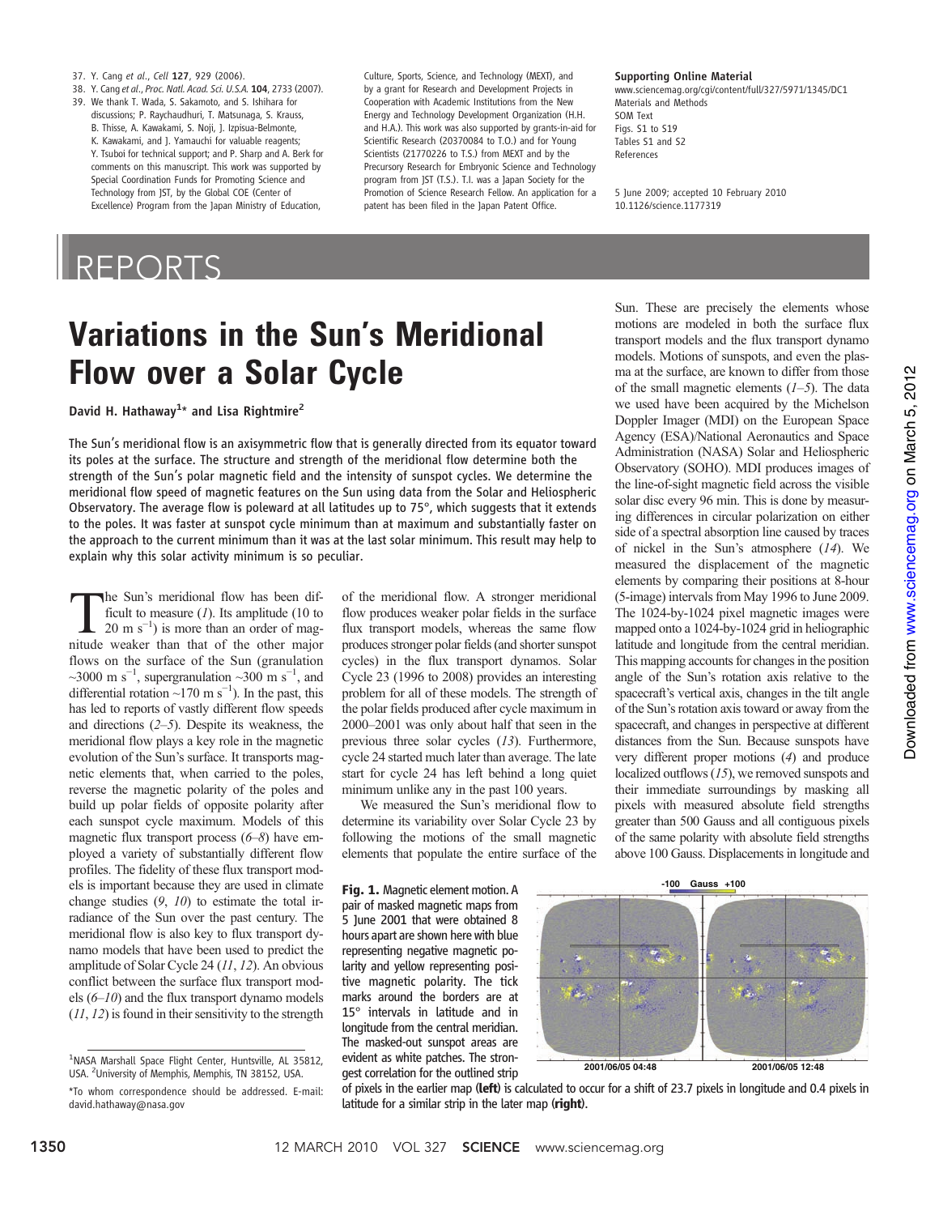37. Y. Cang *et al.*, *Cell* **127**, 929 (2006).
38. Y. Cang *et al.*, *Proc. Natl. Acad. Sci. U.S.A.* **104**, 2733 (2007).
39. We thank T. Wada, S. Sakamoto, and S. Ishihara for discussions; P. Raychaudhuri, T. Matsunaga, S. Krauss, B. Thisse, A. Kawakami, S. Noji, J. Izpisua-Belmonte, K. Kawakami, and J. Yamauchi for valuable reagents; Y. Tsuboi for technical support; and P. Sharp and A. Berk for comments on this manuscript. This work was supported by Special Coordination Funds for Promoting Science and Technology from JST, by the Global COE (Center of Excellence) Program from the Japan Ministry of Education, Culture, Sports, Science, and Technology (MEXT), and by a grant for Research and Development Projects in Cooperation with Academic Institutions from the New Energy and Technology Development Organization (H.H. and H.A.). This work was also supported by grants-in-aid for Scientific Research (20370084 to T.O.) and for Young Scientists (21770226 to T.S.) from MEXT and by the Precursory Research for Embryonic Science and Technology program from JST (T.S.). T.I. was a Japan Society for the Promotion of Science Research Fellow. An application for a patent has been filed in the Japan Patent Office.

**Supporting Online Material**
www.sciencemag.org/cgi/content/full/327/5971/1345/DC1
Materials and Methods
SOM Text
Figs. S1 to S19
Tables S1 and S2
References

5 June 2009; accepted 10 February 2010
10.1126/science.1177319

# REPORTS

# Variations in the Sun's Meridional Flow over a Solar Cycle

**David H. Hathaway[1]* and Lisa Rightmire[2]**

**The Sun's meridional flow is an axisymmetric flow that is generally directed from its equator toward its poles at the surface. The structure and strength of the meridional flow determine both the strength of the Sun's polar magnetic field and the intensity of sunspot cycles. We determine the meridional flow speed of magnetic features on the Sun using data from the Solar and Heliospheric Observatory. The average flow is poleward at all latitudes up to 75°, which suggests that it extends to the poles. It was faster at sunspot cycle minimum than at maximum and substantially faster on the approach to the current minimum than it was at the last solar minimum. This result may help to explain why this solar activity minimum is so peculiar.**

The Sun's meridional flow has been difficult to measure (*1*). Its amplitude (10 to 20 m s$^{-1}$) is more than an order of magnitude weaker than that of the other major flows on the surface of the Sun (granulation ~3000 m s$^{-1}$, supergranulation ~300 m s$^{-1}$, and differential rotation ~170 m s$^{-1}$). In the past, this has led to reports of vastly different flow speeds and directions (*2*–*5*). Despite its weakness, the meridional flow plays a key role in the magnetic evolution of the Sun's surface. It transports magnetic elements that, when carried to the poles, reverse the magnetic polarity of the poles and build up polar fields of opposite polarity after each sunspot cycle maximum. Models of this magnetic flux transport process (*6*–*8*) have employed a variety of substantially different flow profiles. The fidelity of these flux transport models is important because they are used in climate change studies (*9*, *10*) to estimate the total irradiance of the Sun over the past century. The meridional flow is also key to flux transport dynamo models that have been used to predict the amplitude of Solar Cycle 24 (*11*, *12*). An obvious conflict between the surface flux transport models (*6*–*10*) and the flux transport dynamo models (*11*, *12*) is found in their sensitivity to the strength of the meridional flow. A stronger meridional flow produces weaker polar fields in the surface flux transport models, whereas the same flow produces stronger polar fields (and shorter sunspot cycles) in the flux transport dynamos. Solar Cycle 23 (1996 to 2008) provides an interesting problem for all of these models. The strength of the polar fields produced after cycle maximum in 2000–2001 was only about half that seen in the previous three solar cycles (*13*). Furthermore, cycle 24 started much later than average. The late start for cycle 24 has left behind a long quiet minimum unlike any in the past 100 years.

We measured the Sun's meridional flow to determine its variability over Solar Cycle 23 by following the motions of the small magnetic elements that populate the entire surface of the Sun. These are precisely the elements whose motions are modeled in both the surface flux transport models and the flux transport dynamo models. Motions of sunspots, and even the plasma at the surface, are known to differ from those of the small magnetic elements (*1*–*5*). The data we used have been acquired by the Michelson Doppler Imager (MDI) on the European Space Agency (ESA)/National Aeronautics and Space Administration (NASA) Solar and Heliospheric Observatory (SOHO). MDI produces images of the line-of-sight magnetic field across the visible solar disc every 96 min. This is done by measuring differences in circular polarization on either side of a spectral absorption line caused by traces of nickel in the Sun's atmosphere (*14*). We measured the displacement of the magnetic elements by comparing their positions at 8-hour (5-image) intervals from May 1996 to June 2009. The 1024-by-1024 pixel magnetic images were mapped onto a 1024-by-1024 grid in heliographic latitude and longitude from the central meridian. This mapping accounts for changes in the position angle of the Sun's rotation axis relative to the spacecraft's vertical axis, changes in the tilt angle of the Sun's rotation axis toward or away from the spacecraft, and changes in perspective at different distances from the Sun. Because sunspots have very different proper motions (*4*) and produce localized outflows (*15*), we removed sunspots and their immediate surroundings by masking all pixels with measured absolute field strengths greater than 500 Gauss and all contiguous pixels of the same polarity with absolute field strengths above 100 Gauss. Displacements in longitude and

-100 Gauss +100

2001/06/05 04:48

2001/06/05 12:48

**Fig. 1.** Magnetic element motion. A pair of masked magnetic maps from 5 June 2001 that were obtained 8 hours apart are shown here with blue representing negative magnetic polarity and yellow representing positive magnetic polarity. The tick marks around the borders are at 15° intervals in latitude and in longitude from the central meridian. The masked-out sunspot areas are evident as white patches. The strongest correlation for the outlined strip of pixels in the earlier map (**left**) is calculated to occur for a shift of 23.7 pixels in longitude and 0.4 pixels in latitude for a similar strip in the later map (**right**).

[1]NASA Marshall Space Flight Center, Huntsville, AL 35812, USA. [2]University of Memphis, Memphis, TN 38152, USA.

*To whom correspondence should be addressed. E-mail: david.hathaway@nasa.gov